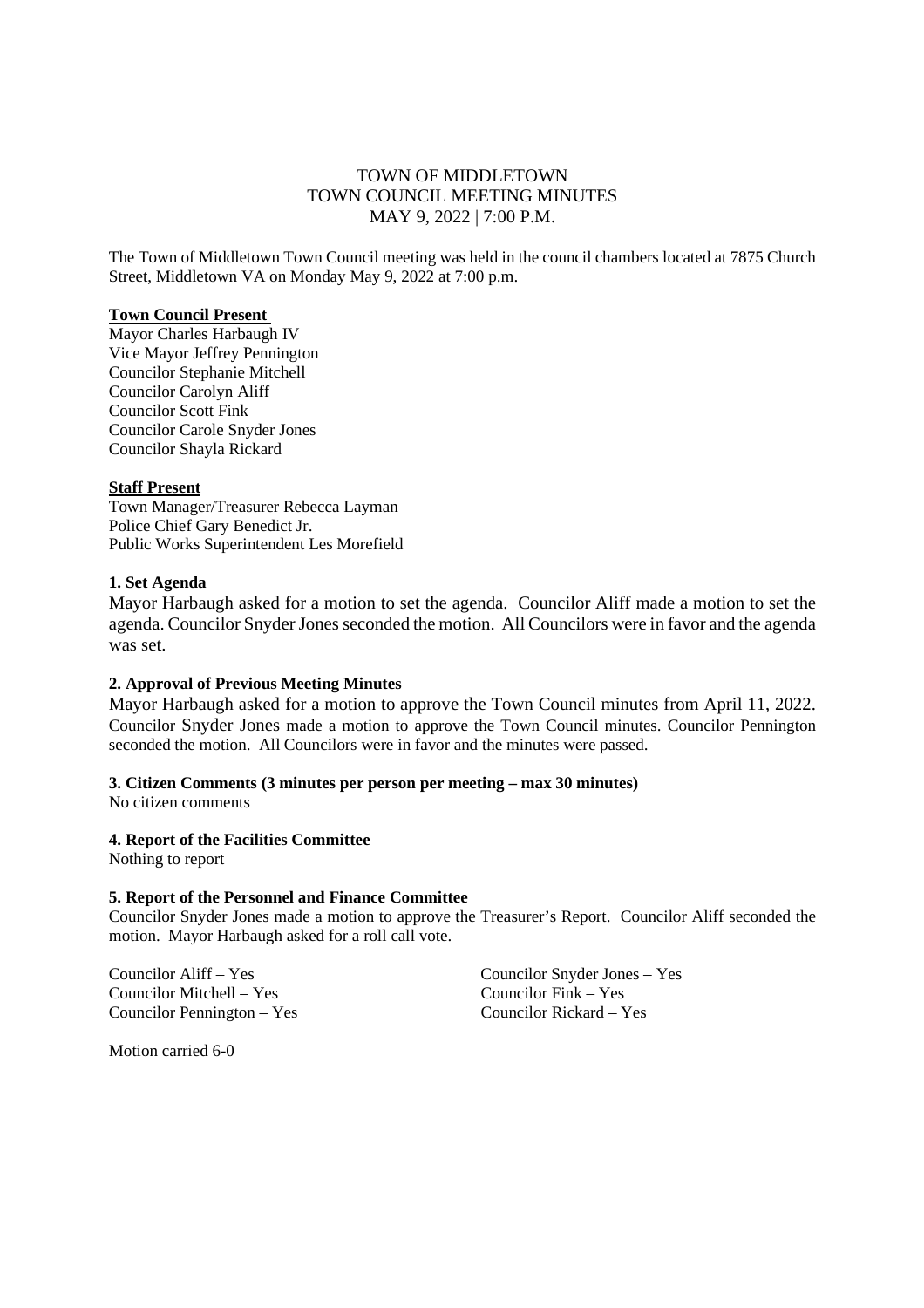# TOWN OF MIDDLETOWN
# TOWN COUNCIL MEETING MINUTES
# MAY 9, 2022 | 7:00 P.M.

The Town of Middletown Town Council meeting was held in the council chambers located at 7875 Church Street, Middletown VA on Monday May 9, 2022 at 7:00 p.m.

**Town Council Present**

Mayor Charles Harbaugh IV
Vice Mayor Jeffrey Pennington
Councilor Stephanie Mitchell
Councilor Carolyn Aliff
Councilor Scott Fink
Councilor Carole Snyder Jones
Councilor Shayla Rickard

**Staff Present**

Town Manager/Treasurer Rebecca Layman
Police Chief Gary Benedict Jr.
Public Works Superintendent Les Morefield

**1. Set Agenda**

Mayor Harbaugh asked for a motion to set the agenda. Councilor Aliff made a motion to set the agenda. Councilor Snyder Jones seconded the motion. All Councilors were in favor and the agenda was set.

**2. Approval of Previous Meeting Minutes**

Mayor Harbaugh asked for a motion to approve the Town Council minutes from April 11, 2022. Councilor Snyder Jones made a motion to approve the Town Council minutes. Councilor Pennington seconded the motion. All Councilors were in favor and the minutes were passed.

**3. Citizen Comments (3 minutes per person per meeting – max 30 minutes)**

No citizen comments

**4. Report of the Facilities Committee**

Nothing to report

**5. Report of the Personnel and Finance Committee**

Councilor Snyder Jones made a motion to approve the Treasurer's Report. Councilor Aliff seconded the motion. Mayor Harbaugh asked for a roll call vote.

Councilor Aliff – Yes
Councilor Mitchell – Yes
Councilor Pennington – Yes
Councilor Snyder Jones – Yes
Councilor Fink – Yes
Councilor Rickard – Yes

Motion carried 6-0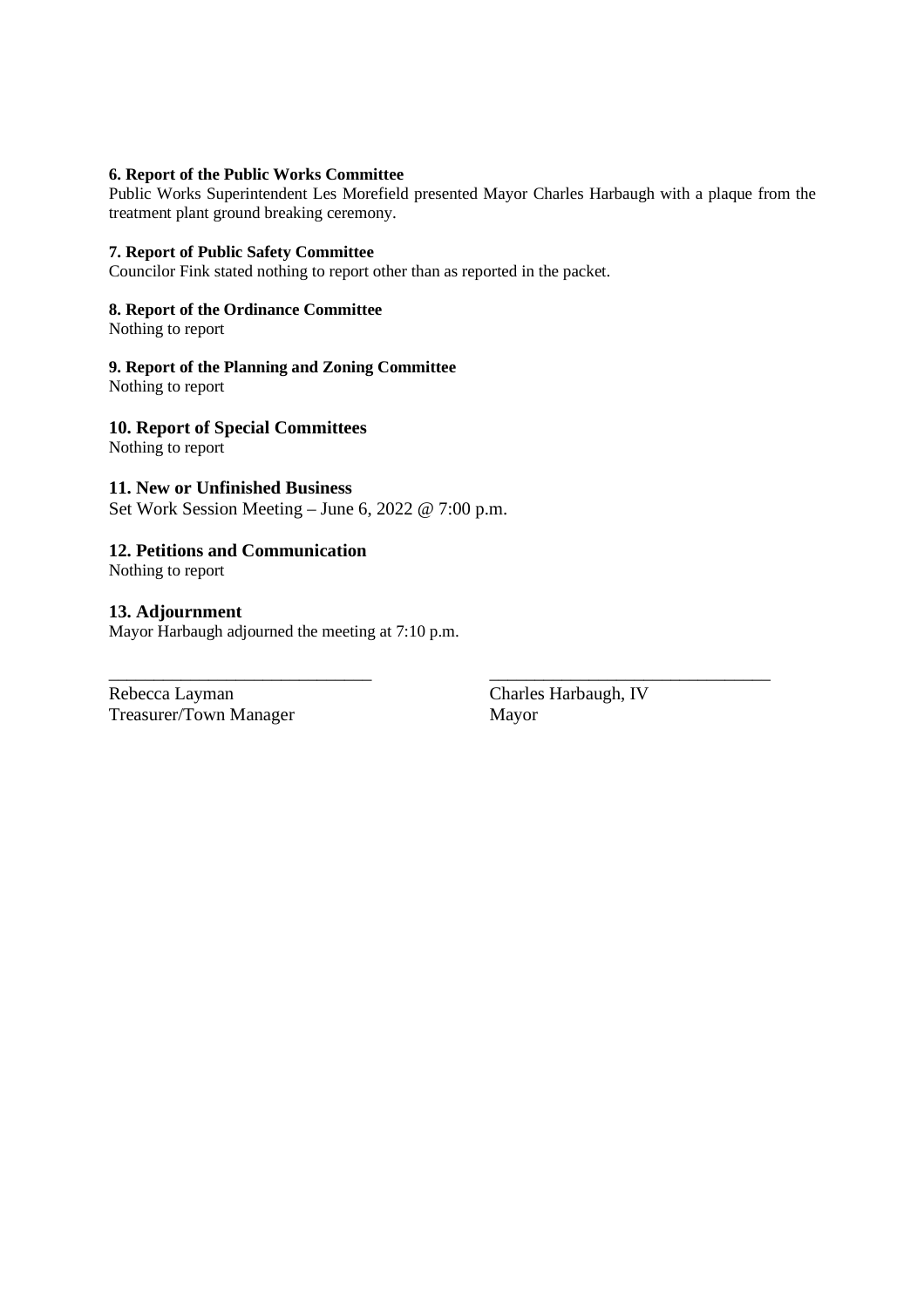**6. Report of the Public Works Committee**

Public Works Superintendent Les Morefield presented Mayor Charles Harbaugh with a plaque from the treatment plant ground breaking ceremony.

**7. Report of Public Safety Committee**

Councilor Fink stated nothing to report other than as reported in the packet.

**8. Report of the Ordinance Committee**

Nothing to report

**9. Report of the Planning and Zoning Committee**

Nothing to report

**10. Report of Special Committees**

Nothing to report

**11. New or Unfinished Business**

Set Work Session Meeting – June 6, 2022 @ 7:00 p.m.

**12. Petitions and Communication**

Nothing to report

**13. Adjournment**

Mayor Harbaugh adjourned the meeting at 7:10 p.m.

_____________________________ 
Rebecca Layman 
Treasurer/Town Manager

_______________________________ 
Charles Harbaugh, IV 
Mayor